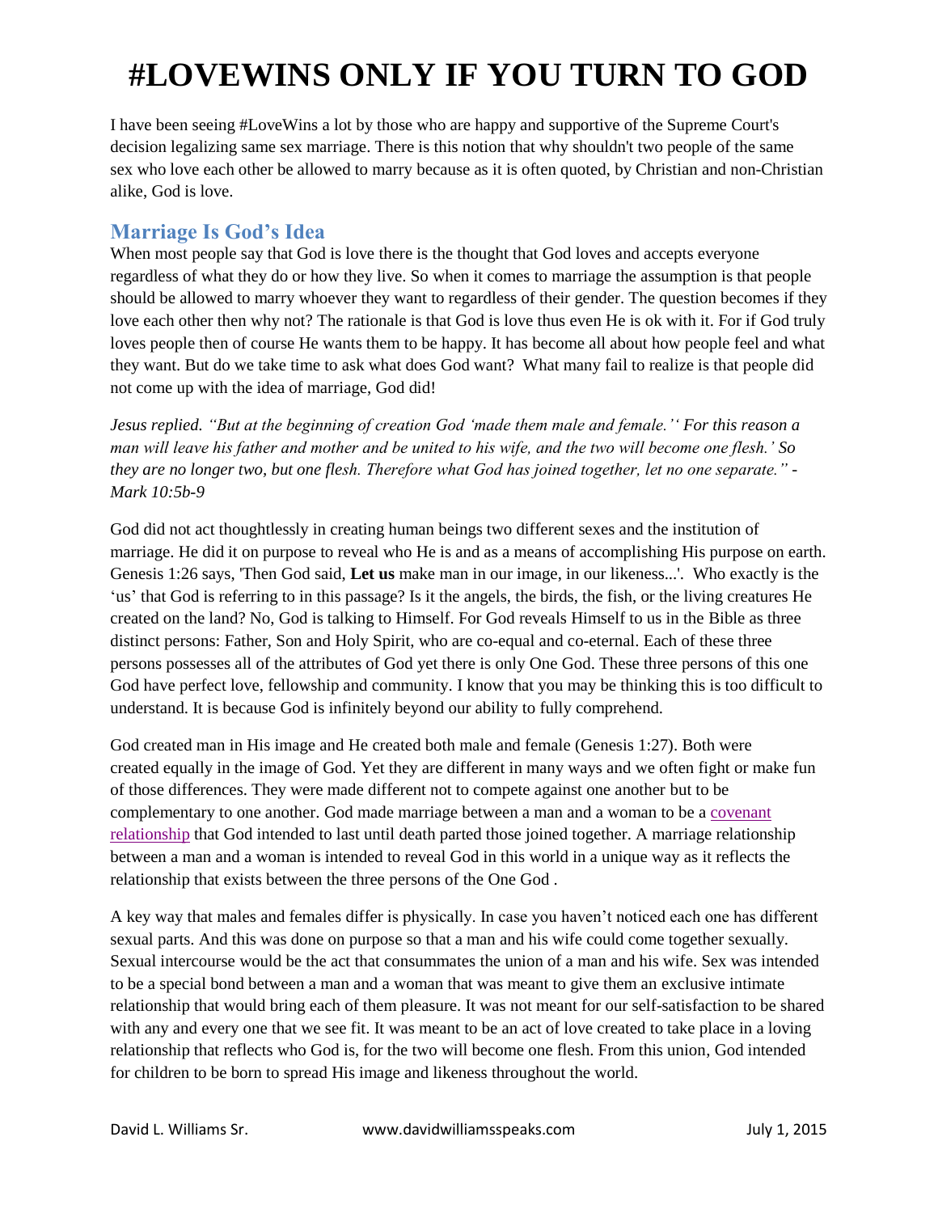# #LOVEWINS ONLY IF YOU TURN TO GOD

I have been seeing #LoveWins a lot by those who are happy and supportive of the Supreme Court's decision legalizing same sex marriage. There is this notion that why shouldn't two people of the same sex who love each other be allowed to marry because as it is often quoted, by Christian and non-Christian alike, God is love.

## Marriage Is God's Idea

When most people say that God is love there is the thought that God loves and accepts everyone regardless of what they do or how they live. So when it comes to marriage the assumption is that people should be allowed to marry whoever they want to regardless of their gender. The question becomes if they love each other then why not? The rationale is that God is love thus even He is ok with it. For if God truly loves people then of course He wants them to be happy. It has become all about how people feel and what they want. But do we take time to ask what does God want? What many fail to realize is that people did not come up with the idea of marriage, God did!

*Jesus replied. "But at the beginning of creation God 'made them male and female.'' For this reason a man will leave his father and mother and be united to his wife, and the two will become one flesh.' So they are no longer two, but one flesh. Therefore what God has joined together, let no one separate." - Mark 10:5b-9*

God did not act thoughtlessly in creating human beings two different sexes and the institution of marriage. He did it on purpose to reveal who He is and as a means of accomplishing His purpose on earth. Genesis 1:26 says, 'Then God said, **Let us** make man in our image, in our likeness...'. Who exactly is the 'us' that God is referring to in this passage? Is it the angels, the birds, the fish, or the living creatures He created on the land? No, God is talking to Himself. For God reveals Himself to us in the Bible as three distinct persons: Father, Son and Holy Spirit, who are co-equal and co-eternal. Each of these three persons possesses all of the attributes of God yet there is only One God. These three persons of this one God have perfect love, fellowship and community. I know that you may be thinking this is too difficult to understand. It is because God is infinitely beyond our ability to fully comprehend.

God created man in His image and He created both male and female (Genesis 1:27). Both were created equally in the image of God. Yet they are different in many ways and we often fight or make fun of those differences. They were made different not to compete against one another but to be complementary to one another. God made marriage between a man and a woman to be a covenant relationship that God intended to last until death parted those joined together. A marriage relationship between a man and a woman is intended to reveal God in this world in a unique way as it reflects the relationship that exists between the three persons of the One God .

A key way that males and females differ is physically. In case you haven't noticed each one has different sexual parts. And this was done on purpose so that a man and his wife could come together sexually. Sexual intercourse would be the act that consummates the union of a man and his wife. Sex was intended to be a special bond between a man and a woman that was meant to give them an exclusive intimate relationship that would bring each of them pleasure. It was not meant for our self-satisfaction to be shared with any and every one that we see fit. It was meant to be an act of love created to take place in a loving relationship that reflects who God is, for the two will become one flesh. From this union, God intended for children to be born to spread His image and likeness throughout the world.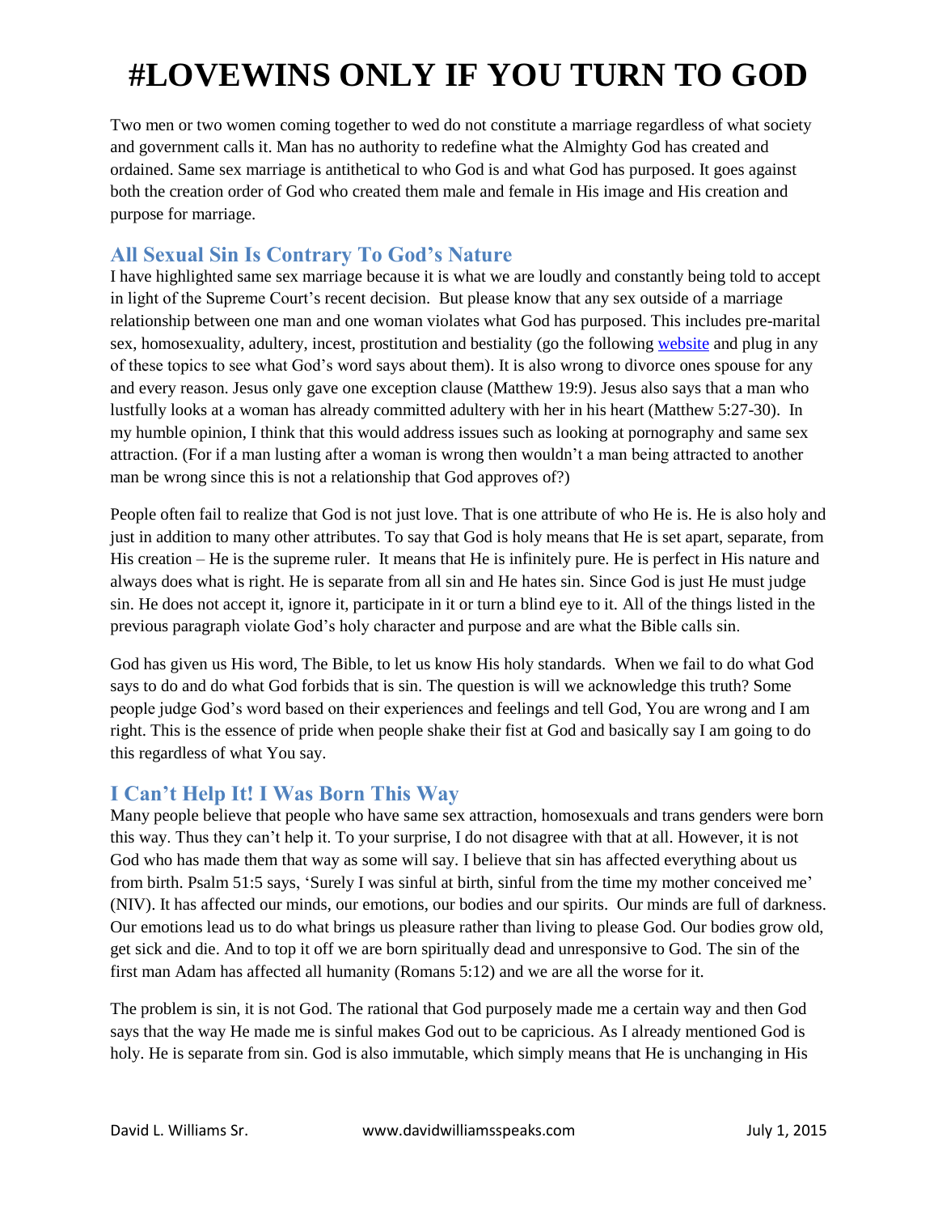# #LOVEWINS ONLY IF YOU TURN TO GOD

Two men or two women coming together to wed do not constitute a marriage regardless of what society and government calls it. Man has no authority to redefine what the Almighty God has created and ordained. Same sex marriage is antithetical to who God is and what God has purposed. It goes against both the creation order of God who created them male and female in His image and His creation and purpose for marriage.

## All Sexual Sin Is Contrary To God's Nature

I have highlighted same sex marriage because it is what we are loudly and constantly being told to accept in light of the Supreme Court's recent decision. But please know that any sex outside of a marriage relationship between one man and one woman violates what God has purposed. This includes pre-marital sex, homosexuality, adultery, incest, prostitution and bestiality (go the following website and plug in any of these topics to see what God's word says about them). It is also wrong to divorce ones spouse for any and every reason. Jesus only gave one exception clause (Matthew 19:9). Jesus also says that a man who lustfully looks at a woman has already committed adultery with her in his heart (Matthew 5:27-30). In my humble opinion, I think that this would address issues such as looking at pornography and same sex attraction. (For if a man lusting after a woman is wrong then wouldn't a man being attracted to another man be wrong since this is not a relationship that God approves of?)

People often fail to realize that God is not just love. That is one attribute of who He is. He is also holy and just in addition to many other attributes. To say that God is holy means that He is set apart, separate, from His creation – He is the supreme ruler. It means that He is infinitely pure. He is perfect in His nature and always does what is right. He is separate from all sin and He hates sin. Since God is just He must judge sin. He does not accept it, ignore it, participate in it or turn a blind eye to it. All of the things listed in the previous paragraph violate God's holy character and purpose and are what the Bible calls sin.

God has given us His word, The Bible, to let us know His holy standards. When we fail to do what God says to do and do what God forbids that is sin. The question is will we acknowledge this truth? Some people judge God's word based on their experiences and feelings and tell God, You are wrong and I am right. This is the essence of pride when people shake their fist at God and basically say I am going to do this regardless of what You say.

## I Can't Help It! I Was Born This Way

Many people believe that people who have same sex attraction, homosexuals and trans genders were born this way. Thus they can't help it. To your surprise, I do not disagree with that at all. However, it is not God who has made them that way as some will say. I believe that sin has affected everything about us from birth. Psalm 51:5 says, 'Surely I was sinful at birth, sinful from the time my mother conceived me' (NIV). It has affected our minds, our emotions, our bodies and our spirits. Our minds are full of darkness. Our emotions lead us to do what brings us pleasure rather than living to please God. Our bodies grow old, get sick and die. And to top it off we are born spiritually dead and unresponsive to God. The sin of the first man Adam has affected all humanity (Romans 5:12) and we are all the worse for it.

The problem is sin, it is not God. The rational that God purposely made me a certain way and then God says that the way He made me is sinful makes God out to be capricious. As I already mentioned God is holy. He is separate from sin. God is also immutable, which simply means that He is unchanging in His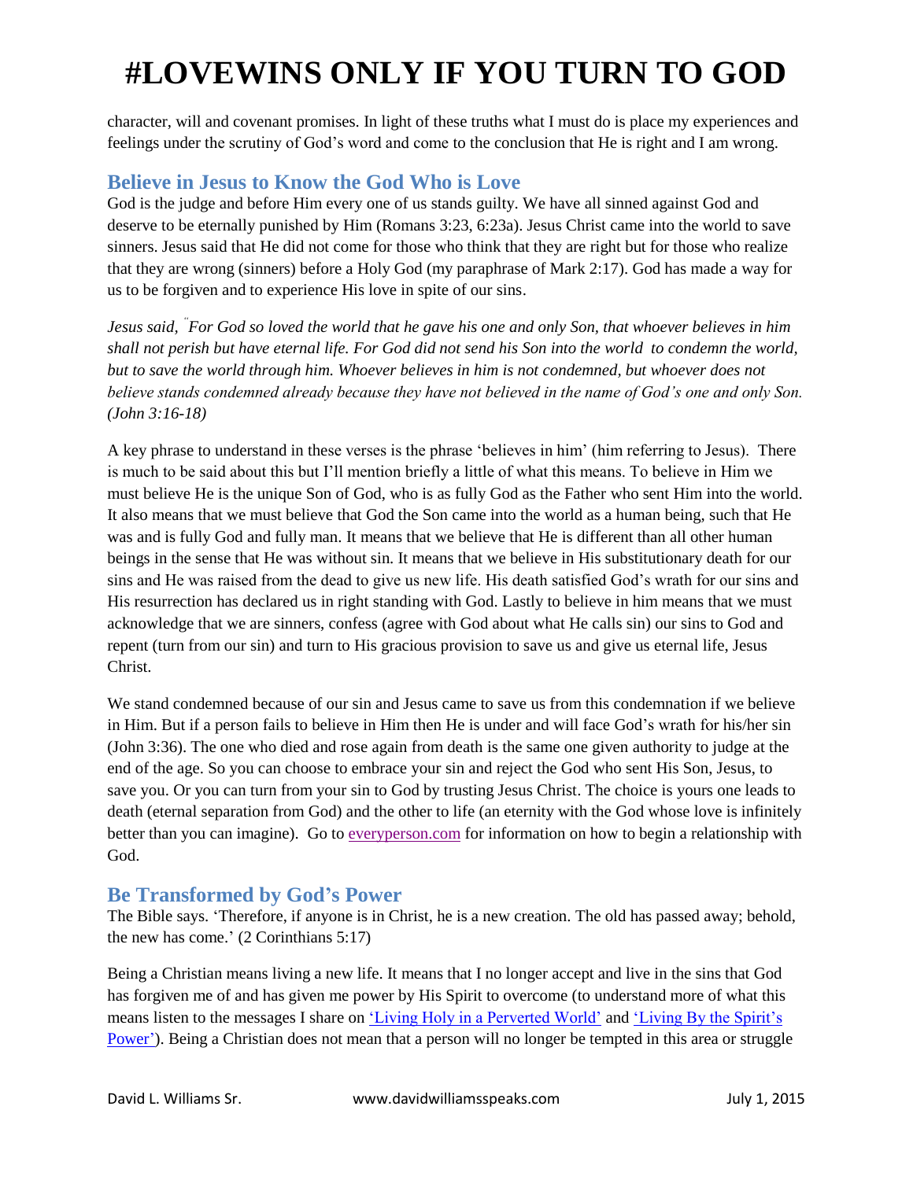character, will and covenant promises. In light of these truths what I must do is place my experiences and feelings under the scrutiny of God's word and come to the conclusion that He is right and I am wrong.

## Believe in Jesus to Know the God Who is Love

God is the judge and before Him every one of us stands guilty. We have all sinned against God and deserve to be eternally punished by Him (Romans 3:23, 6:23a). Jesus Christ came into the world to save sinners. Jesus said that He did not come for those who think that they are right but for those who realize that they are wrong (sinners) before a Holy God (my paraphrase of Mark 2:17). God has made a way for us to be forgiven and to experience His love in spite of our sins.

*Jesus said, "For God so loved the world that he gave his one and only Son, that whoever believes in him shall not perish but have eternal life. For God did not send his Son into the world to condemn the world, but to save the world through him. Whoever believes in him is not condemned, but whoever does not believe stands condemned already because they have not believed in the name of God's one and only Son. (John 3:16-18)*

A key phrase to understand in these verses is the phrase 'believes in him' (him referring to Jesus). There is much to be said about this but I'll mention briefly a little of what this means. To believe in Him we must believe He is the unique Son of God, who is as fully God as the Father who sent Him into the world. It also means that we must believe that God the Son came into the world as a human being, such that He was and is fully God and fully man. It means that we believe that He is different than all other human beings in the sense that He was without sin. It means that we believe in His substitutionary death for our sins and He was raised from the dead to give us new life. His death satisfied God's wrath for our sins and His resurrection has declared us in right standing with God. Lastly to believe in him means that we must acknowledge that we are sinners, confess (agree with God about what He calls sin) our sins to God and repent (turn from our sin) and turn to His gracious provision to save us and give us eternal life, Jesus Christ.

We stand condemned because of our sin and Jesus came to save us from this condemnation if we believe in Him. But if a person fails to believe in Him then He is under and will face God's wrath for his/her sin (John 3:36). The one who died and rose again from death is the same one given authority to judge at the end of the age. So you can choose to embrace your sin and reject the God who sent His Son, Jesus, to save you. Or you can turn from your sin to God by trusting Jesus Christ. The choice is yours one leads to death (eternal separation from God) and the other to life (an eternity with the God whose love is infinitely better than you can imagine). Go to everyperson.com for information on how to begin a relationship with God.

## Be Transformed by God's Power

The Bible says. 'Therefore, if anyone is in Christ, he is a new creation. The old has passed away; behold, the new has come.' (2 Corinthians 5:17)

Being a Christian means living a new life. It means that I no longer accept and live in the sins that God has forgiven me of and has given me power by His Spirit to overcome (to understand more of what this means listen to the messages I share on 'Living Holy in a Perverted World' and 'Living By the Spirit's Power'). Being a Christian does not mean that a person will no longer be tempted in this area or struggle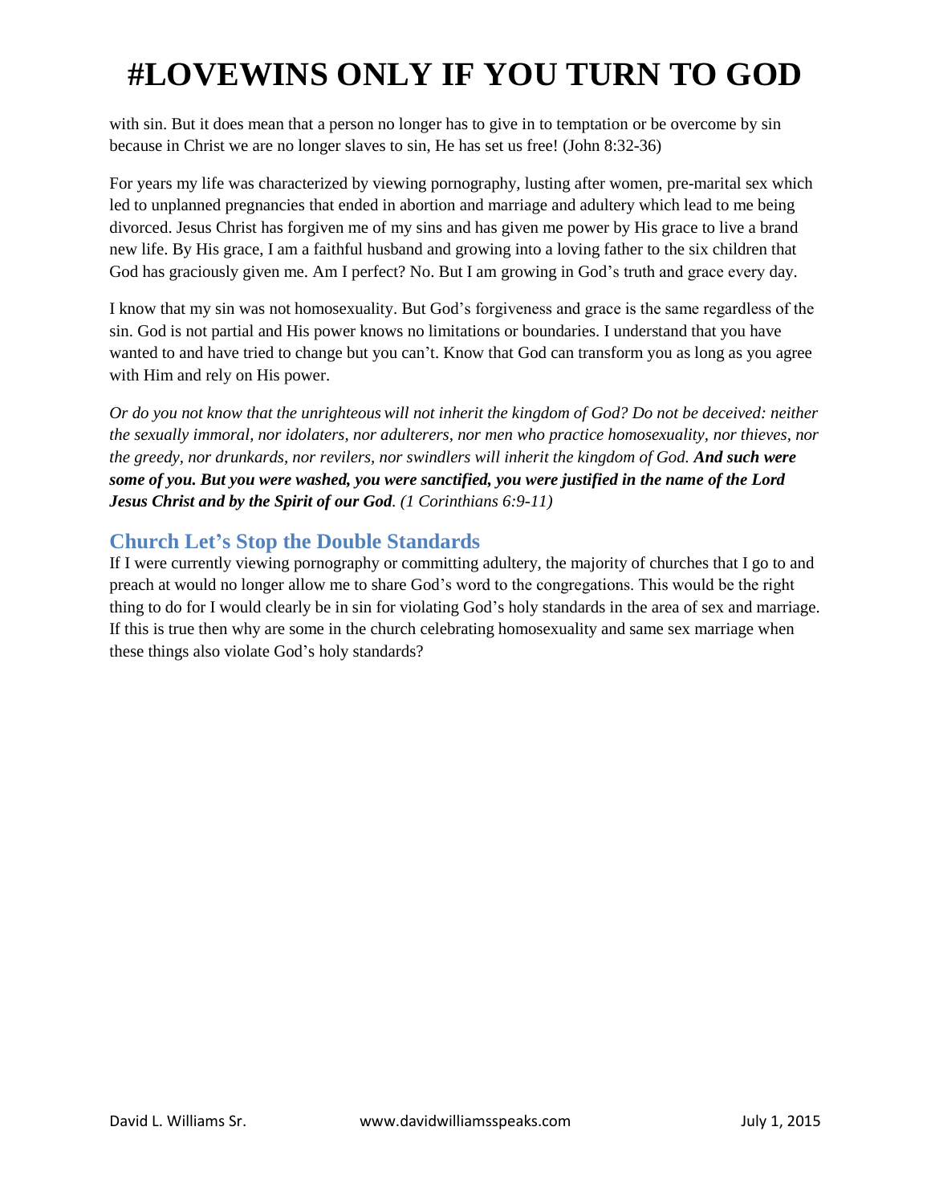with sin. But it does mean that a person no longer has to give in to temptation or be overcome by sin because in Christ we are no longer slaves to sin, He has set us free! (John 8:32-36)

For years my life was characterized by viewing pornography, lusting after women, pre-marital sex which led to unplanned pregnancies that ended in abortion and marriage and adultery which lead to me being divorced. Jesus Christ has forgiven me of my sins and has given me power by His grace to live a brand new life. By His grace, I am a faithful husband and growing into a loving father to the six children that God has graciously given me. Am I perfect? No. But I am growing in God's truth and grace every day.

I know that my sin was not homosexuality. But God's forgiveness and grace is the same regardless of the sin. God is not partial and His power knows no limitations or boundaries. I understand that you have wanted to and have tried to change but you can't. Know that God can transform you as long as you agree with Him and rely on His power.

*Or do you not know that the unrighteous will not inherit the kingdom of God? Do not be deceived: neither the sexually immoral, nor idolaters, nor adulterers, nor men who practice homosexuality, nor thieves, nor the greedy, nor drunkards, nor revilers, nor swindlers will inherit the kingdom of God.* ***And such were some of you. But you were washed, you were sanctified, you were justified in the name of the Lord Jesus Christ and by the Spirit of our God****. (1 Corinthians 6:9-11)*

## Church Let's Stop the Double Standards

If I were currently viewing pornography or committing adultery, the majority of churches that I go to and preach at would no longer allow me to share God's word to the congregations. This would be the right thing to do for I would clearly be in sin for violating God's holy standards in the area of sex and marriage. If this is true then why are some in the church celebrating homosexuality and same sex marriage when these things also violate God's holy standards?